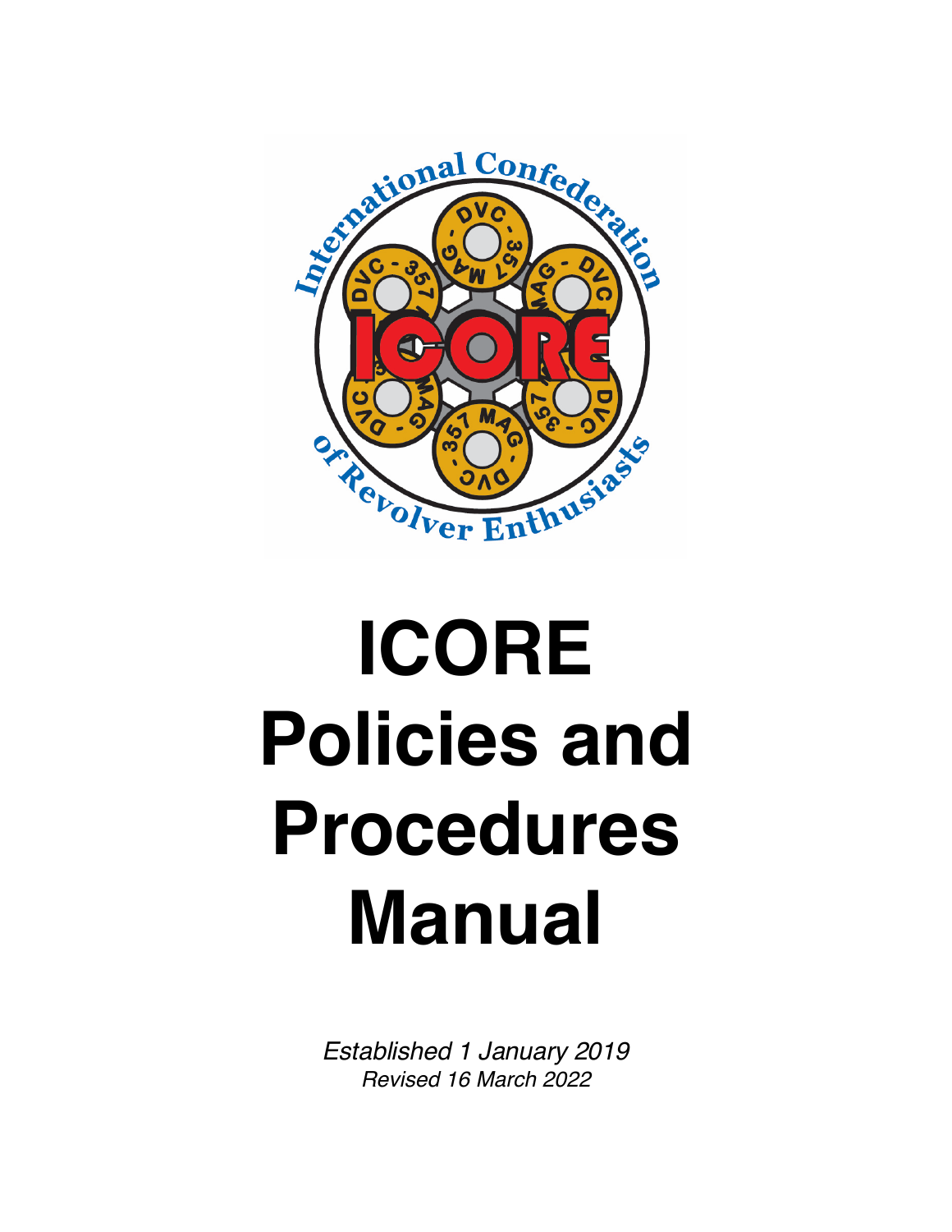# ICORE Policies and Procedures Manual

*Established 1 January 2019*
*Revised 16 March 2022*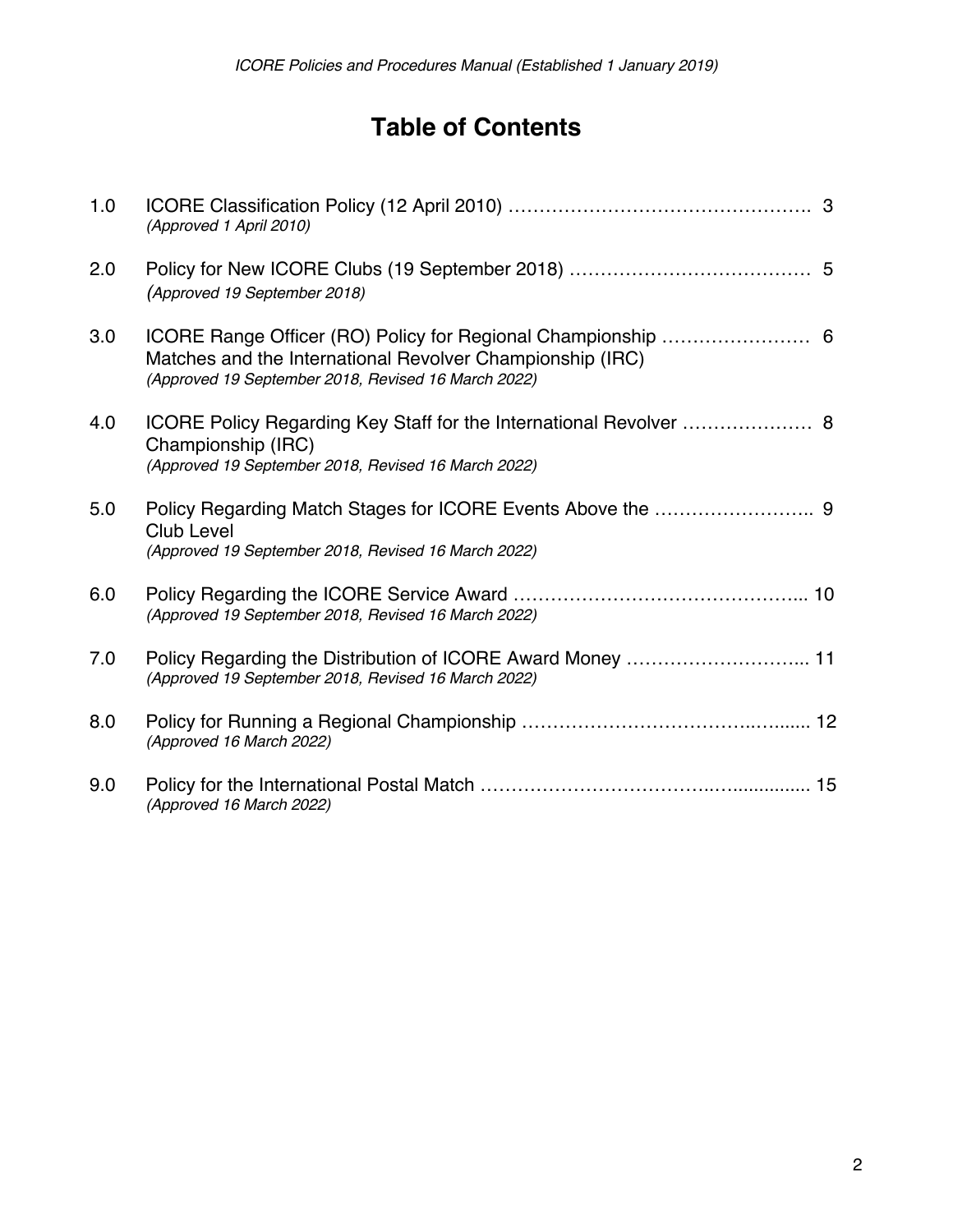# Table of Contents

| | | |
|---|---|---|
| 1.0 | ICORE Classification Policy (12 April 2010) *(Approved 1 April 2010)* | 3 |
| 2.0 | Policy for New ICORE Clubs (19 September 2018) *(Approved 19 September 2018)* | 5 |
| 3.0 | ICORE Range Officer (RO) Policy for Regional Championship Matches and the International Revolver Championship (IRC) *(Approved 19 September 2018, Revised 16 March 2022)* | 6 |
| 4.0 | ICORE Policy Regarding Key Staff for the International Revolver Championship (IRC) *(Approved 19 September 2018, Revised 16 March 2022)* | 8 |
| 5.0 | Policy Regarding Match Stages for ICORE Events Above the Club Level *(Approved 19 September 2018, Revised 16 March 2022)* | 9 |
| 6.0 | Policy Regarding the ICORE Service Award *(Approved 19 September 2018, Revised 16 March 2022)* | 10 |
| 7.0 | Policy Regarding the Distribution of ICORE Award Money *(Approved 19 September 2018, Revised 16 March 2022)* | 11 |
| 8.0 | Policy for Running a Regional Championship *(Approved 16 March 2022)* | 12 |
| 9.0 | Policy for the International Postal Match *(Approved 16 March 2022)* | 15 |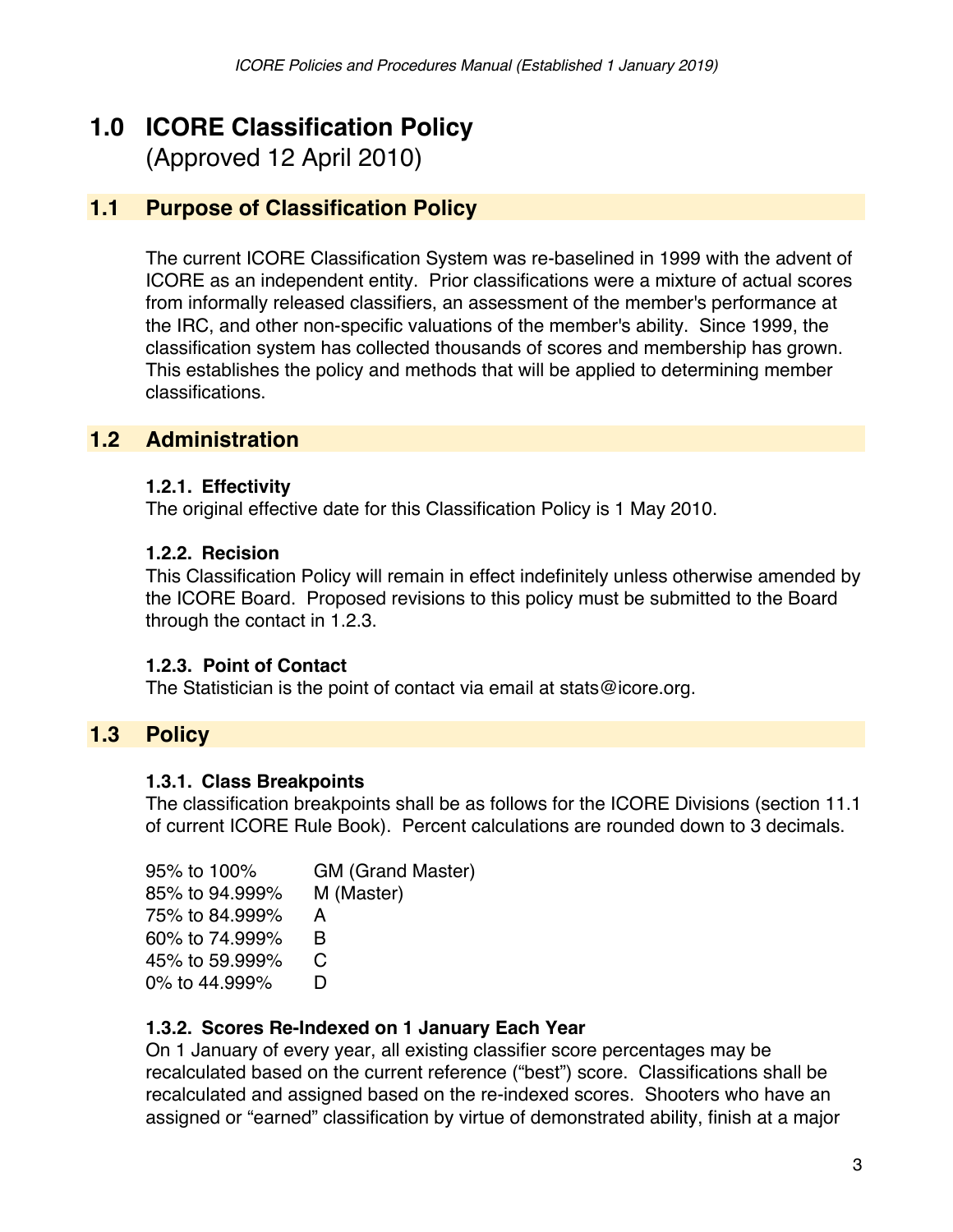# 1.0 ICORE Classification Policy

(Approved 12 April 2010)

## 1.1 Purpose of Classification Policy

The current ICORE Classification System was re-baselined in 1999 with the advent of ICORE as an independent entity. Prior classifications were a mixture of actual scores from informally released classifiers, an assessment of the member's performance at the IRC, and other non-specific valuations of the member's ability. Since 1999, the classification system has collected thousands of scores and membership has grown. This establishes the policy and methods that will be applied to determining member classifications.

## 1.2 Administration

### 1.2.1. Effectivity

The original effective date for this Classification Policy is 1 May 2010.

### 1.2.2. Recision

This Classification Policy will remain in effect indefinitely unless otherwise amended by the ICORE Board. Proposed revisions to this policy must be submitted to the Board through the contact in 1.2.3.

### 1.2.3. Point of Contact

The Statistician is the point of contact via email at stats@icore.org.

## 1.3 Policy

### 1.3.1. Class Breakpoints

The classification breakpoints shall be as follows for the ICORE Divisions (section 11.1 of current ICORE Rule Book). Percent calculations are rounded down to 3 decimals.

| | |
|---|---|
| 95% to 100% | GM (Grand Master) |
| 85% to 94.999% | M (Master) |
| 75% to 84.999% | A |
| 60% to 74.999% | B |
| 45% to 59.999% | C |
| 0% to 44.999% | D |

### 1.3.2. Scores Re-Indexed on 1 January Each Year

On 1 January of every year, all existing classifier score percentages may be recalculated based on the current reference ("best") score. Classifications shall be recalculated and assigned based on the re-indexed scores. Shooters who have an assigned or "earned" classification by virtue of demonstrated ability, finish at a major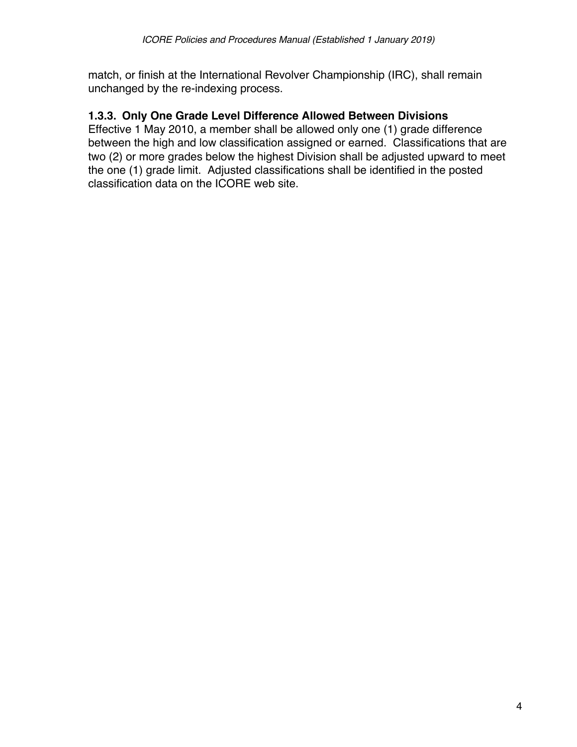match, or finish at the International Revolver Championship (IRC), shall remain unchanged by the re-indexing process.

### 1.3.3. Only One Grade Level Difference Allowed Between Divisions

Effective 1 May 2010, a member shall be allowed only one (1) grade difference between the high and low classification assigned or earned. Classifications that are two (2) or more grades below the highest Division shall be adjusted upward to meet the one (1) grade limit. Adjusted classifications shall be identified in the posted classification data on the ICORE web site.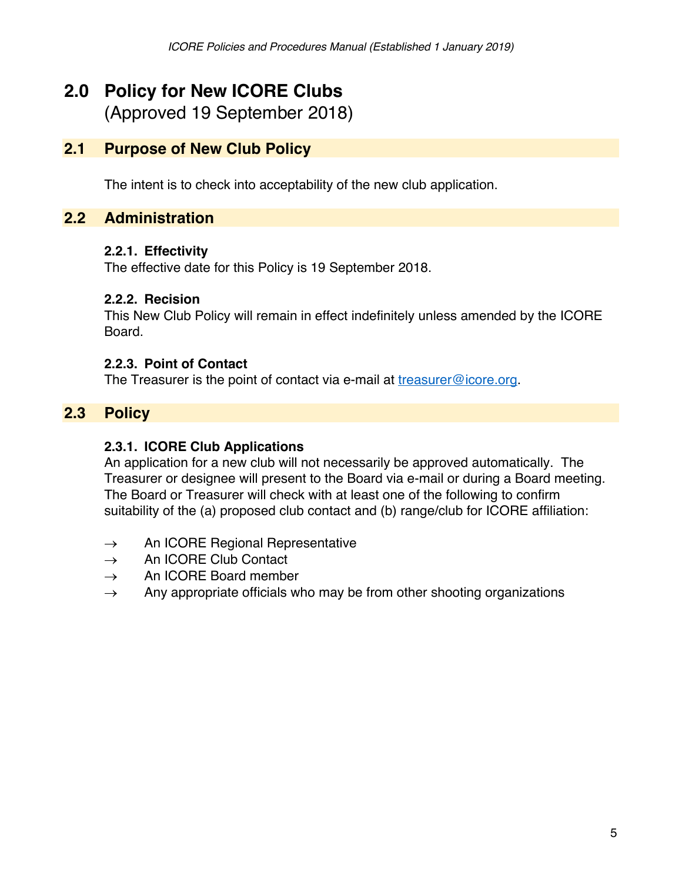# 2.0 Policy for New ICORE Clubs

(Approved 19 September 2018)

## 2.1 Purpose of New Club Policy

The intent is to check into acceptability of the new club application.

## 2.2 Administration

### 2.2.1. Effectivity

The effective date for this Policy is 19 September 2018.

### 2.2.2. Recision

This New Club Policy will remain in effect indefinitely unless amended by the ICORE Board.

### 2.2.3. Point of Contact

The Treasurer is the point of contact via e-mail at treasurer@icore.org.

## 2.3 Policy

### 2.3.1. ICORE Club Applications

An application for a new club will not necessarily be approved automatically. The Treasurer or designee will present to the Board via e-mail or during a Board meeting. The Board or Treasurer will check with at least one of the following to confirm suitability of the (a) proposed club contact and (b) range/club for ICORE affiliation:

- → An ICORE Regional Representative
- → An ICORE Club Contact
- → An ICORE Board member
- → Any appropriate officials who may be from other shooting organizations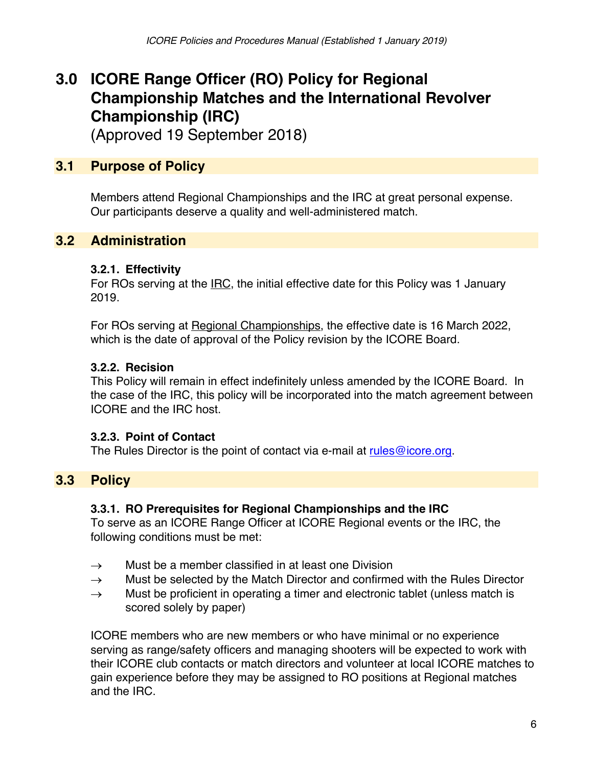# 3.0 ICORE Range Officer (RO) Policy for Regional Championship Matches and the International Revolver Championship (IRC)

(Approved 19 September 2018)

## 3.1 Purpose of Policy

Members attend Regional Championships and the IRC at great personal expense. Our participants deserve a quality and well-administered match.

## 3.2 Administration

### 3.2.1. Effectivity

For ROs serving at the IRC, the initial effective date for this Policy was 1 January 2019.

For ROs serving at Regional Championships, the effective date is 16 March 2022, which is the date of approval of the Policy revision by the ICORE Board.

### 3.2.2. Recision

This Policy will remain in effect indefinitely unless amended by the ICORE Board. In the case of the IRC, this policy will be incorporated into the match agreement between ICORE and the IRC host.

### 3.2.3. Point of Contact

The Rules Director is the point of contact via e-mail at rules@icore.org.

## 3.3 Policy

### 3.3.1. RO Prerequisites for Regional Championships and the IRC

To serve as an ICORE Range Officer at ICORE Regional events or the IRC, the following conditions must be met:

- → Must be a member classified in at least one Division
- → Must be selected by the Match Director and confirmed with the Rules Director
- → Must be proficient in operating a timer and electronic tablet (unless match is scored solely by paper)

ICORE members who are new members or who have minimal or no experience serving as range/safety officers and managing shooters will be expected to work with their ICORE club contacts or match directors and volunteer at local ICORE matches to gain experience before they may be assigned to RO positions at Regional matches and the IRC.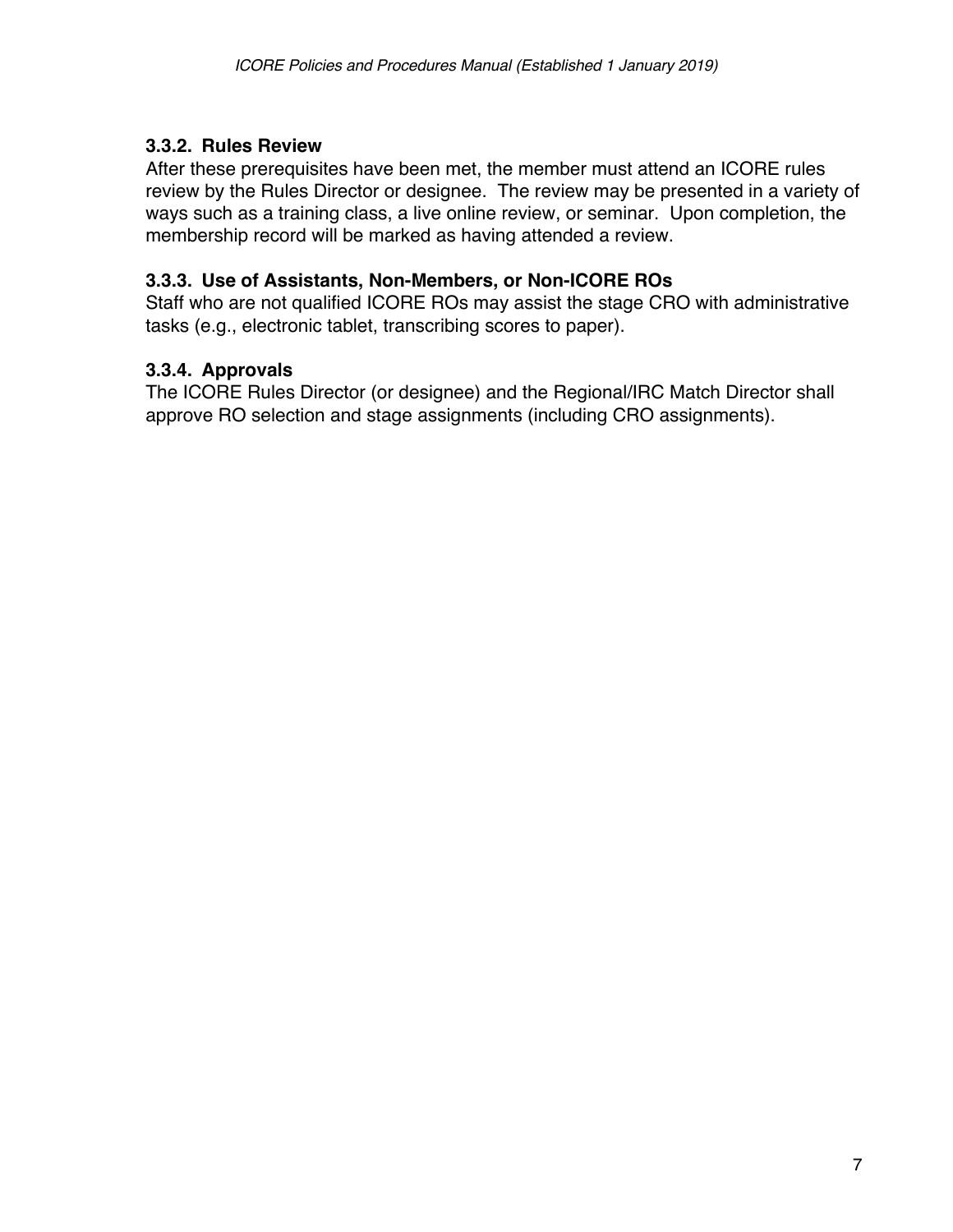### 3.3.2. Rules Review

After these prerequisites have been met, the member must attend an ICORE rules review by the Rules Director or designee. The review may be presented in a variety of ways such as a training class, a live online review, or seminar. Upon completion, the membership record will be marked as having attended a review.

### 3.3.3. Use of Assistants, Non-Members, or Non-ICORE ROs

Staff who are not qualified ICORE ROs may assist the stage CRO with administrative tasks (e.g., electronic tablet, transcribing scores to paper).

### 3.3.4. Approvals

The ICORE Rules Director (or designee) and the Regional/IRC Match Director shall approve RO selection and stage assignments (including CRO assignments).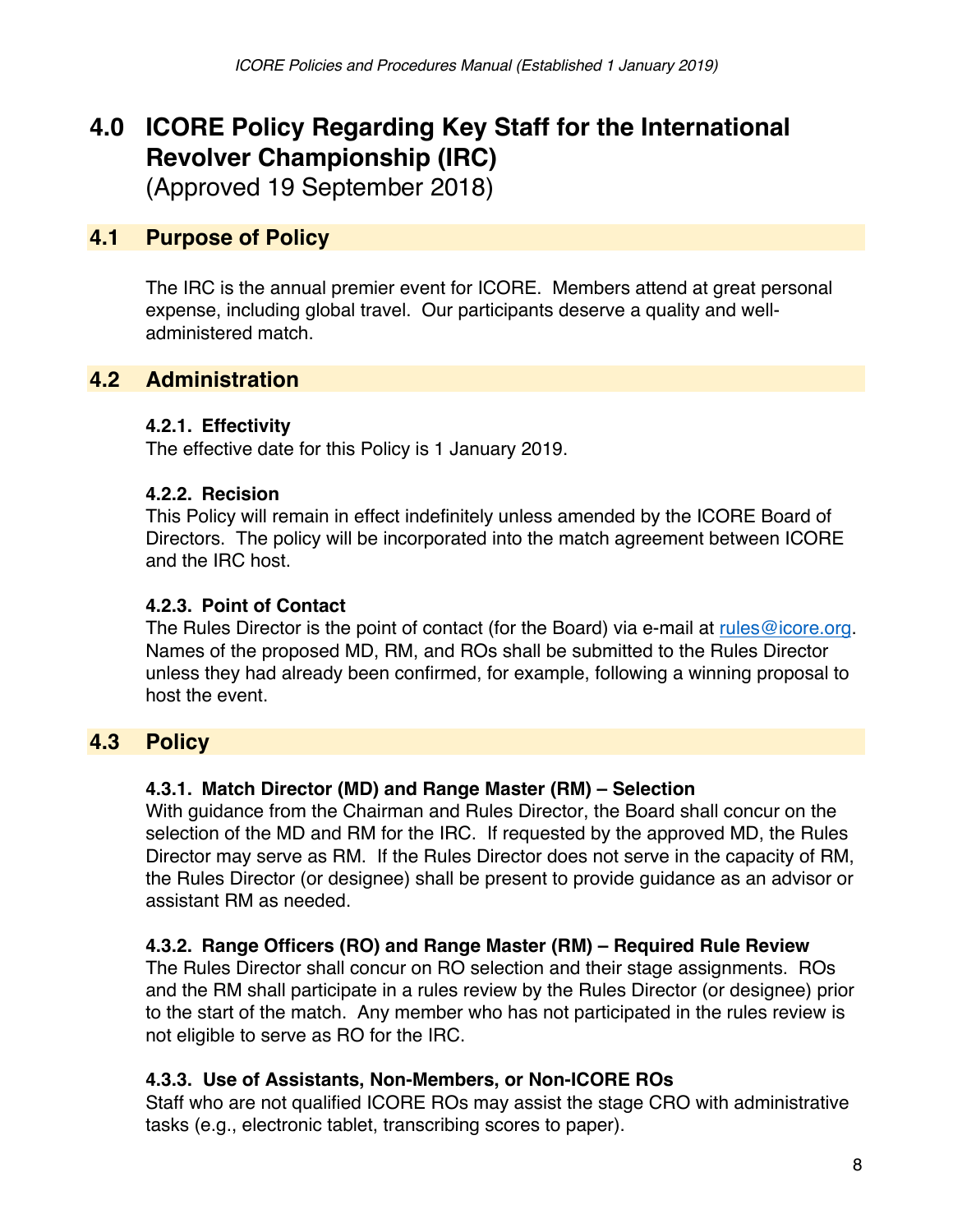# 4.0 ICORE Policy Regarding Key Staff for the International Revolver Championship (IRC)

(Approved 19 September 2018)

## 4.1 Purpose of Policy

The IRC is the annual premier event for ICORE. Members attend at great personal expense, including global travel. Our participants deserve a quality and well-administered match.

## 4.2 Administration

### 4.2.1. Effectivity

The effective date for this Policy is 1 January 2019.

### 4.2.2. Recision

This Policy will remain in effect indefinitely unless amended by the ICORE Board of Directors. The policy will be incorporated into the match agreement between ICORE and the IRC host.

### 4.2.3. Point of Contact

The Rules Director is the point of contact (for the Board) via e-mail at rules@icore.org. Names of the proposed MD, RM, and ROs shall be submitted to the Rules Director unless they had already been confirmed, for example, following a winning proposal to host the event.

## 4.3 Policy

### 4.3.1. Match Director (MD) and Range Master (RM) – Selection

With guidance from the Chairman and Rules Director, the Board shall concur on the selection of the MD and RM for the IRC. If requested by the approved MD, the Rules Director may serve as RM. If the Rules Director does not serve in the capacity of RM, the Rules Director (or designee) shall be present to provide guidance as an advisor or assistant RM as needed.

### 4.3.2. Range Officers (RO) and Range Master (RM) – Required Rule Review

The Rules Director shall concur on RO selection and their stage assignments. ROs and the RM shall participate in a rules review by the Rules Director (or designee) prior to the start of the match. Any member who has not participated in the rules review is not eligible to serve as RO for the IRC.

### 4.3.3. Use of Assistants, Non-Members, or Non-ICORE ROs

Staff who are not qualified ICORE ROs may assist the stage CRO with administrative tasks (e.g., electronic tablet, transcribing scores to paper).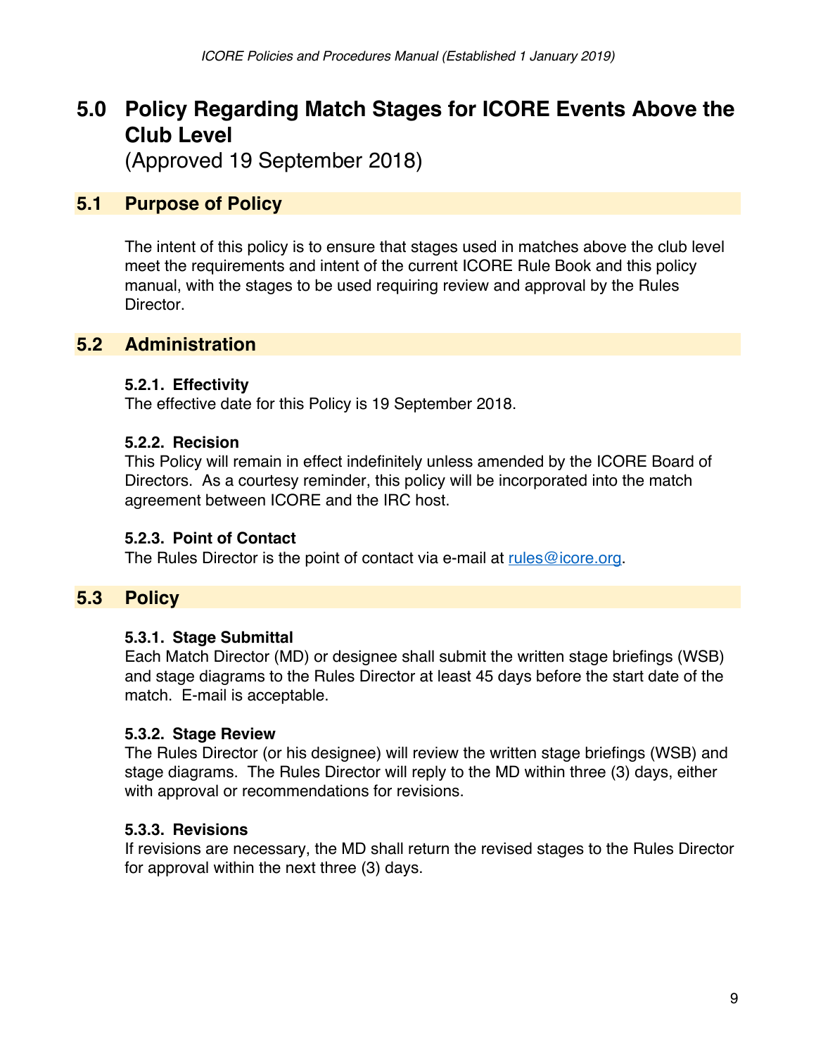# 5.0 Policy Regarding Match Stages for ICORE Events Above the Club Level

(Approved 19 September 2018)

## 5.1 Purpose of Policy

The intent of this policy is to ensure that stages used in matches above the club level meet the requirements and intent of the current ICORE Rule Book and this policy manual, with the stages to be used requiring review and approval by the Rules Director.

## 5.2 Administration

### 5.2.1. Effectivity

The effective date for this Policy is 19 September 2018.

### 5.2.2. Recision

This Policy will remain in effect indefinitely unless amended by the ICORE Board of Directors. As a courtesy reminder, this policy will be incorporated into the match agreement between ICORE and the IRC host.

### 5.2.3. Point of Contact

The Rules Director is the point of contact via e-mail at rules@icore.org.

## 5.3 Policy

### 5.3.1. Stage Submittal

Each Match Director (MD) or designee shall submit the written stage briefings (WSB) and stage diagrams to the Rules Director at least 45 days before the start date of the match. E-mail is acceptable.

### 5.3.2. Stage Review

The Rules Director (or his designee) will review the written stage briefings (WSB) and stage diagrams. The Rules Director will reply to the MD within three (3) days, either with approval or recommendations for revisions.

### 5.3.3. Revisions

If revisions are necessary, the MD shall return the revised stages to the Rules Director for approval within the next three (3) days.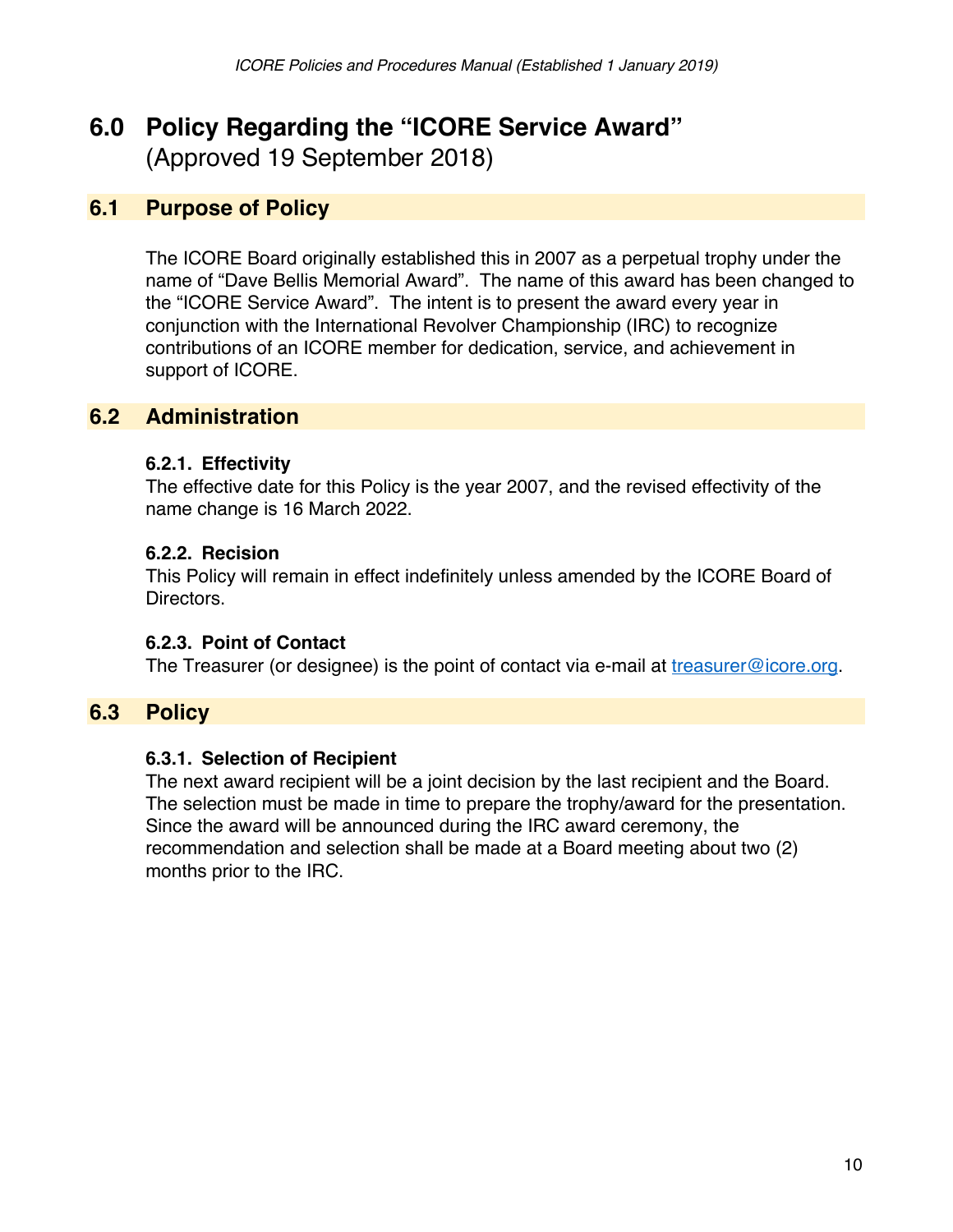# 6.0 Policy Regarding the "ICORE Service Award"
(Approved 19 September 2018)

## 6.1 Purpose of Policy

The ICORE Board originally established this in 2007 as a perpetual trophy under the name of "Dave Bellis Memorial Award". The name of this award has been changed to the "ICORE Service Award". The intent is to present the award every year in conjunction with the International Revolver Championship (IRC) to recognize contributions of an ICORE member for dedication, service, and achievement in support of ICORE.

## 6.2 Administration

### 6.2.1. Effectivity

The effective date for this Policy is the year 2007, and the revised effectivity of the name change is 16 March 2022.

### 6.2.2. Recision

This Policy will remain in effect indefinitely unless amended by the ICORE Board of Directors.

### 6.2.3. Point of Contact

The Treasurer (or designee) is the point of contact via e-mail at treasurer@icore.org.

## 6.3 Policy

### 6.3.1. Selection of Recipient

The next award recipient will be a joint decision by the last recipient and the Board. The selection must be made in time to prepare the trophy/award for the presentation. Since the award will be announced during the IRC award ceremony, the recommendation and selection shall be made at a Board meeting about two (2) months prior to the IRC.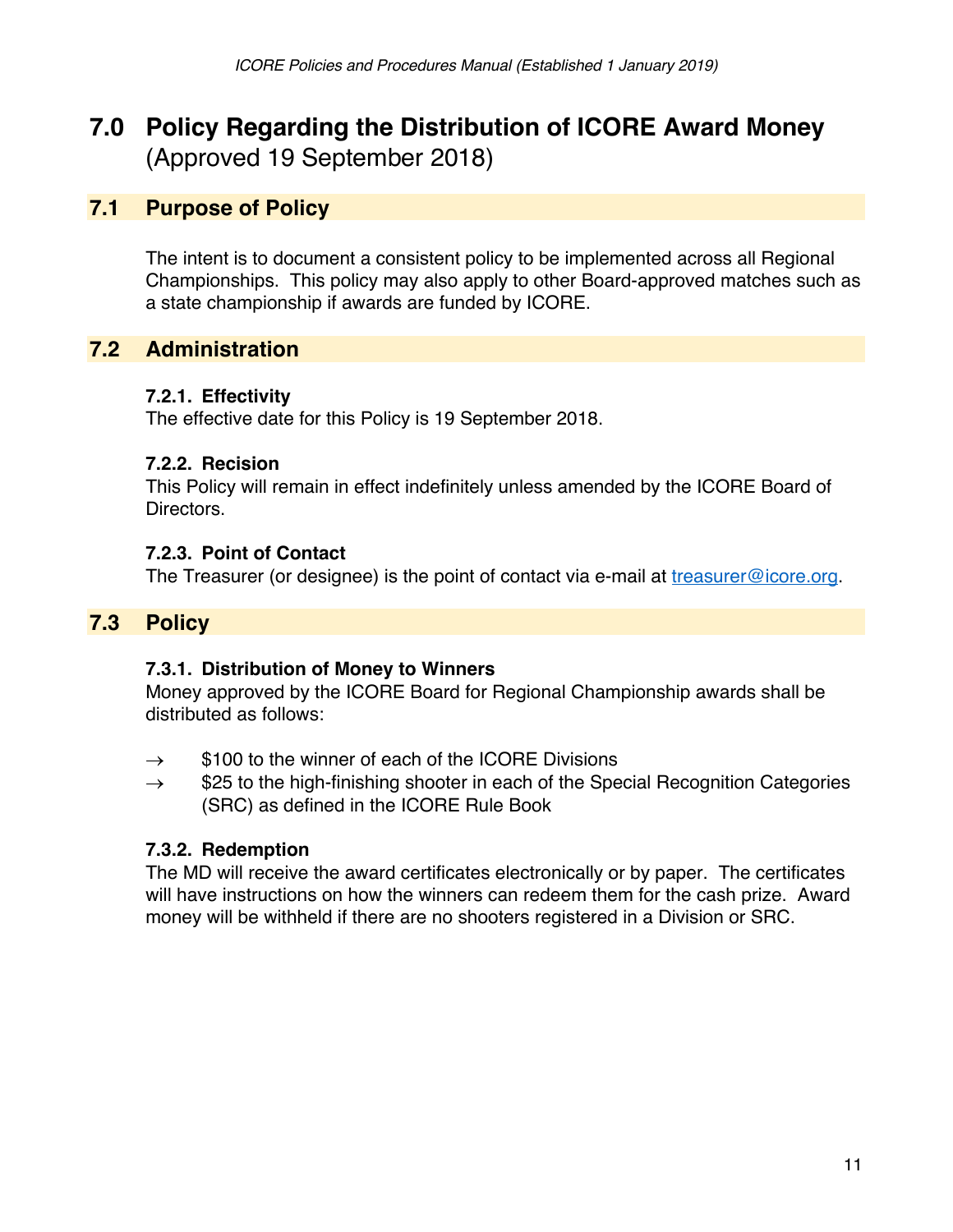# 7.0 Policy Regarding the Distribution of ICORE Award Money (Approved 19 September 2018)

## 7.1 Purpose of Policy

The intent is to document a consistent policy to be implemented across all Regional Championships. This policy may also apply to other Board-approved matches such as a state championship if awards are funded by ICORE.

## 7.2 Administration

### 7.2.1. Effectivity

The effective date for this Policy is 19 September 2018.

### 7.2.2. Recision

This Policy will remain in effect indefinitely unless amended by the ICORE Board of Directors.

### 7.2.3. Point of Contact

The Treasurer (or designee) is the point of contact via e-mail at treasurer@icore.org.

## 7.3 Policy

### 7.3.1. Distribution of Money to Winners

Money approved by the ICORE Board for Regional Championship awards shall be distributed as follows:

→ $100 to the winner of each of the ICORE Divisions

→ $25 to the high-finishing shooter in each of the Special Recognition Categories (SRC) as defined in the ICORE Rule Book

### 7.3.2. Redemption

The MD will receive the award certificates electronically or by paper. The certificates will have instructions on how the winners can redeem them for the cash prize. Award money will be withheld if there are no shooters registered in a Division or SRC.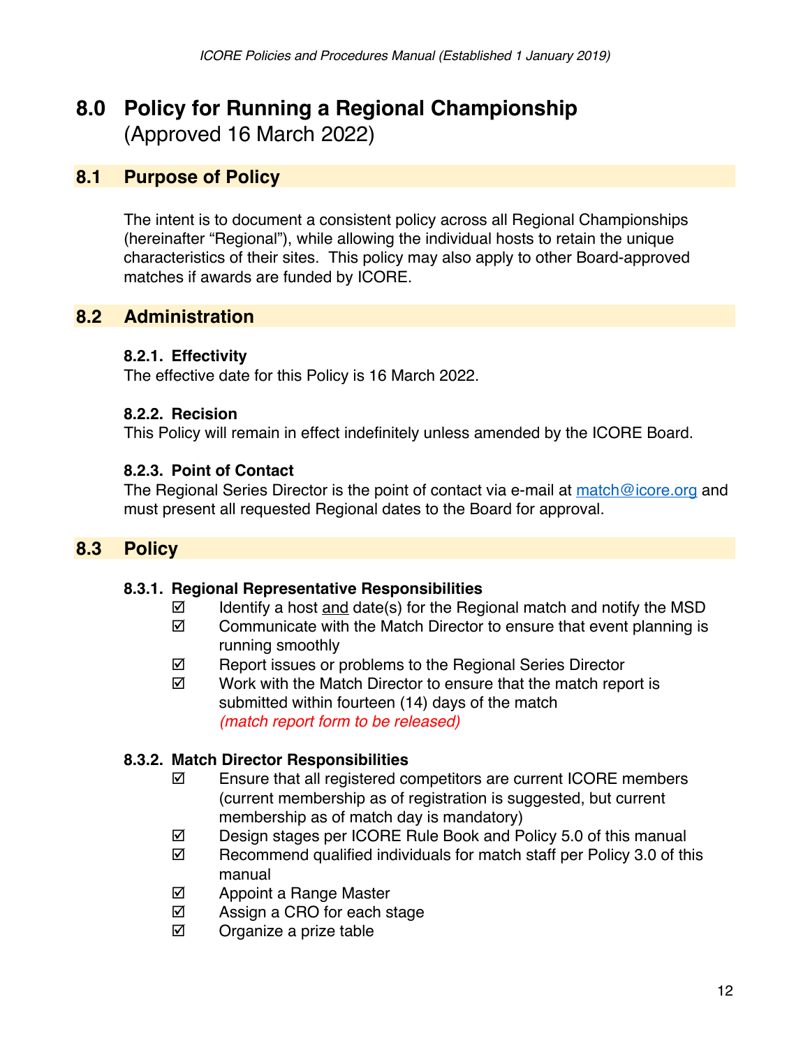# 8.0 Policy for Running a Regional Championship

(Approved 16 March 2022)

## 8.1 Purpose of Policy

The intent is to document a consistent policy across all Regional Championships (hereinafter "Regional"), while allowing the individual hosts to retain the unique characteristics of their sites. This policy may also apply to other Board-approved matches if awards are funded by ICORE.

## 8.2 Administration

### 8.2.1. Effectivity

The effective date for this Policy is 16 March 2022.

### 8.2.2. Recision

This Policy will remain in effect indefinitely unless amended by the ICORE Board.

### 8.2.3. Point of Contact

The Regional Series Director is the point of contact via e-mail at [match@icore.org](mailto:match@icore.org) and must present all requested Regional dates to the Board for approval.

## 8.3 Policy

### 8.3.1. Regional Representative Responsibilities

- ☑ Identify a host <u>and</u> date(s) for the Regional match and notify the MSD
- ☑ Communicate with the Match Director to ensure that event planning is running smoothly
- ☑ Report issues or problems to the Regional Series Director
- ☑ Work with the Match Director to ensure that the match report is submitted within fourteen (14) days of the match
  *(match report form to be released)*

### 8.3.2. Match Director Responsibilities

- ☑ Ensure that all registered competitors are current ICORE members (current membership as of registration is suggested, but current membership as of match day is mandatory)
- ☑ Design stages per ICORE Rule Book and Policy 5.0 of this manual
- ☑ Recommend qualified individuals for match staff per Policy 3.0 of this manual
- ☑ Appoint a Range Master
- ☑ Assign a CRO for each stage
- ☑ Organize a prize table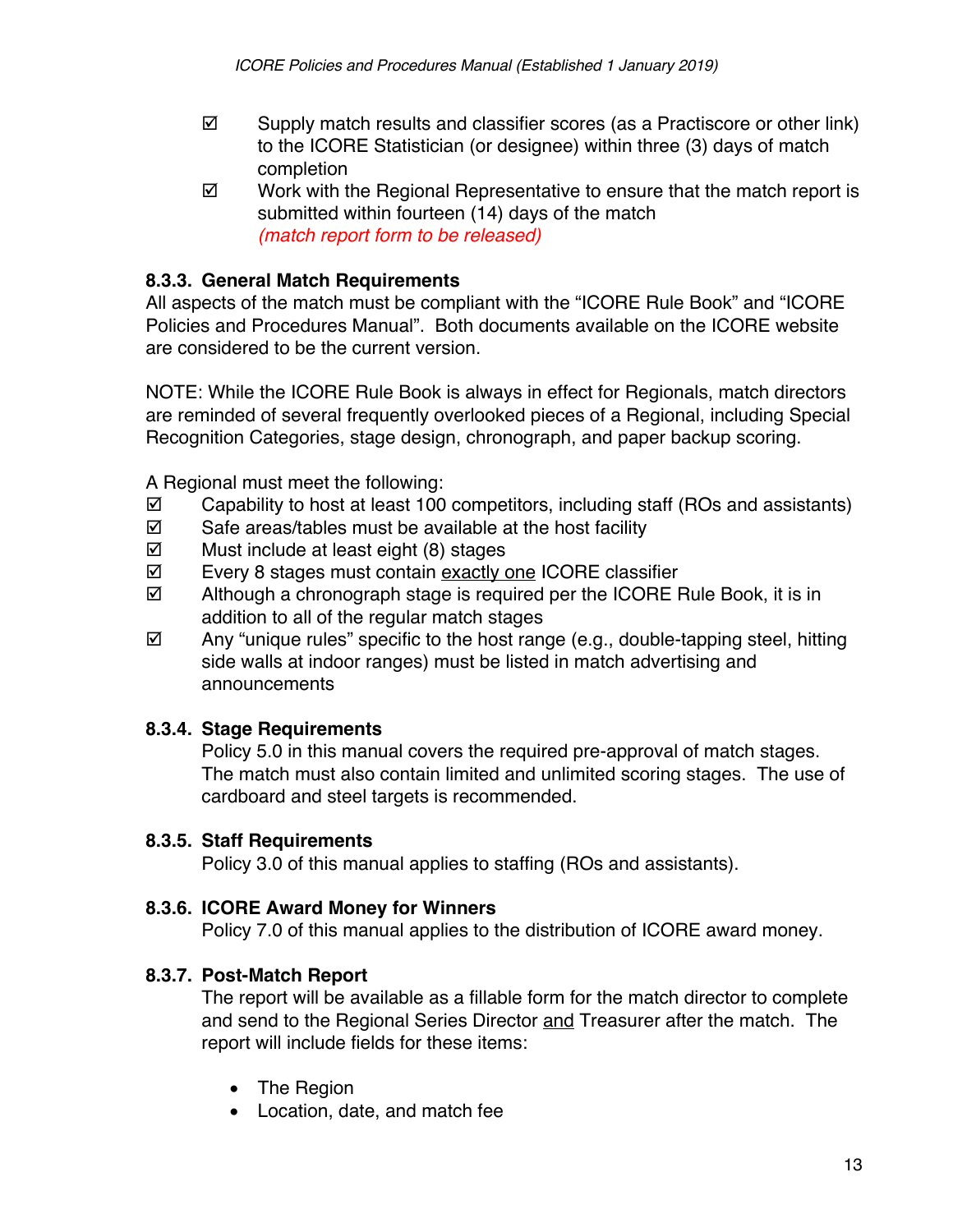- ☑ Supply match results and classifier scores (as a Practiscore or other link) to the ICORE Statistician (or designee) within three (3) days of match completion
- ☑ Work with the Regional Representative to ensure that the match report is submitted within fourteen (14) days of the match
  *(match report form to be released)*

### 8.3.3. General Match Requirements

All aspects of the match must be compliant with the "ICORE Rule Book" and "ICORE Policies and Procedures Manual". Both documents available on the ICORE website are considered to be the current version.

NOTE: While the ICORE Rule Book is always in effect for Regionals, match directors are reminded of several frequently overlooked pieces of a Regional, including Special Recognition Categories, stage design, chronograph, and paper backup scoring.

A Regional must meet the following:

- ☑ Capability to host at least 100 competitors, including staff (ROs and assistants)
- ☑ Safe areas/tables must be available at the host facility
- ☑ Must include at least eight (8) stages
- ☑ Every 8 stages must contain <u>exactly one</u> ICORE classifier
- ☑ Although a chronograph stage is required per the ICORE Rule Book, it is in addition to all of the regular match stages
- ☑ Any "unique rules" specific to the host range (e.g., double-tapping steel, hitting side walls at indoor ranges) must be listed in match advertising and announcements

### 8.3.4. Stage Requirements

Policy 5.0 in this manual covers the required pre-approval of match stages. The match must also contain limited and unlimited scoring stages. The use of cardboard and steel targets is recommended.

### 8.3.5. Staff Requirements

Policy 3.0 of this manual applies to staffing (ROs and assistants).

### 8.3.6. ICORE Award Money for Winners

Policy 7.0 of this manual applies to the distribution of ICORE award money.

### 8.3.7. Post-Match Report

The report will be available as a fillable form for the match director to complete and send to the Regional Series Director <u>and</u> Treasurer after the match. The report will include fields for these items:

- The Region
- Location, date, and match fee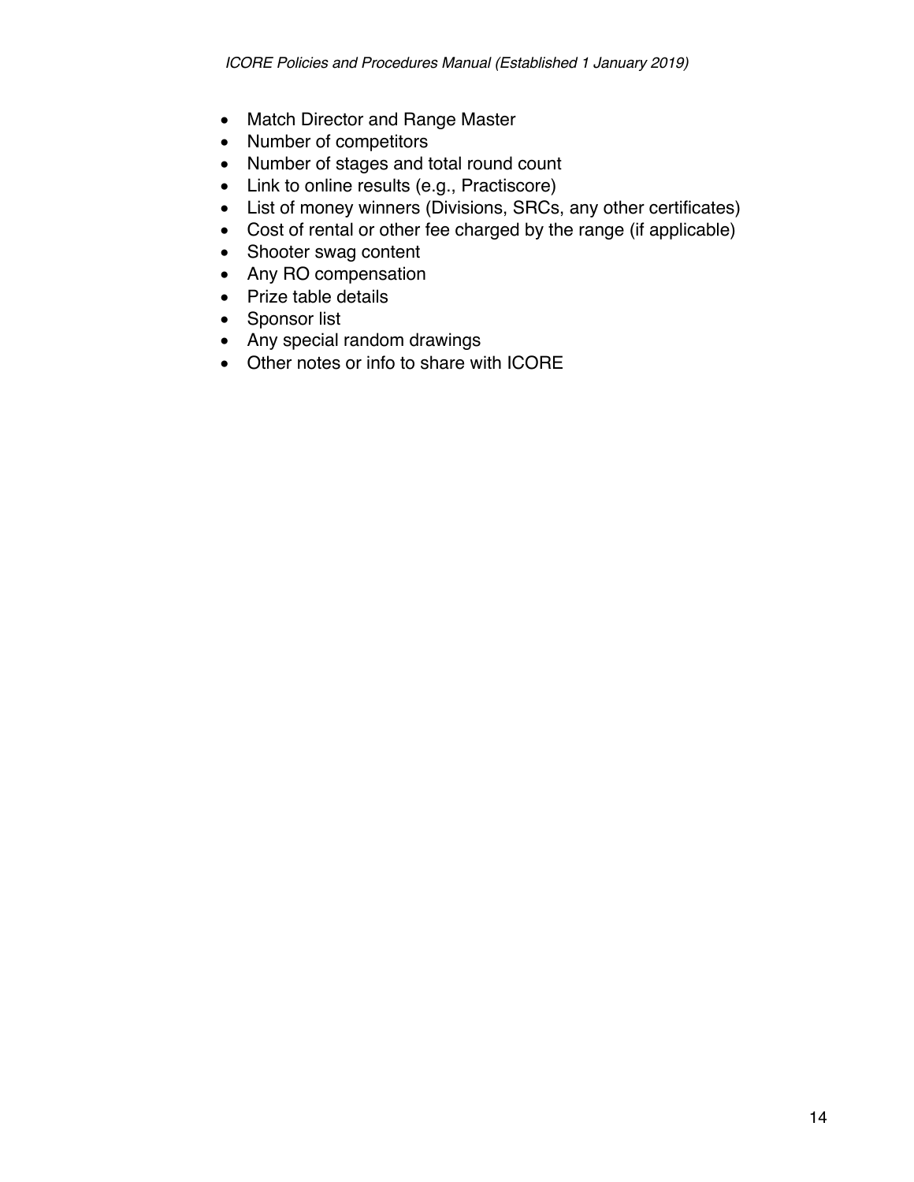- Match Director and Range Master
- Number of competitors
- Number of stages and total round count
- Link to online results (e.g., Practiscore)
- List of money winners (Divisions, SRCs, any other certificates)
- Cost of rental or other fee charged by the range (if applicable)
- Shooter swag content
- Any RO compensation
- Prize table details
- Sponsor list
- Any special random drawings
- Other notes or info to share with ICORE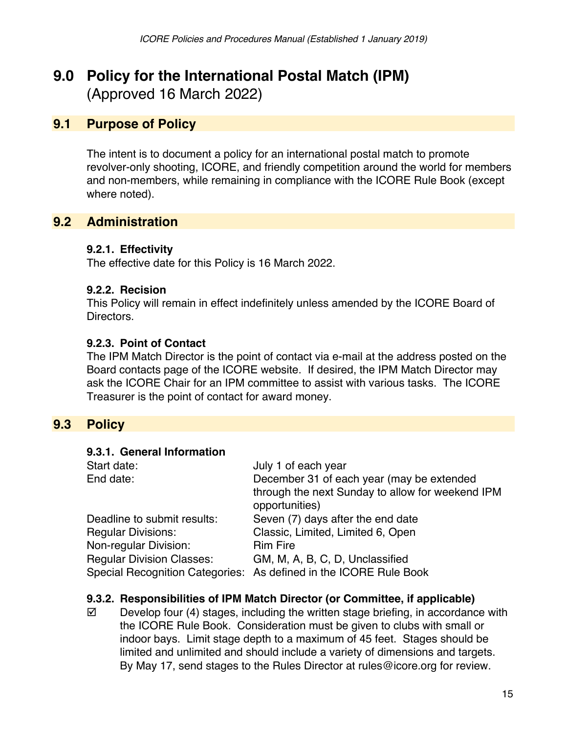# 9.0 Policy for the International Postal Match (IPM)

(Approved 16 March 2022)

## 9.1 Purpose of Policy

The intent is to document a policy for an international postal match to promote revolver-only shooting, ICORE, and friendly competition around the world for members and non-members, while remaining in compliance with the ICORE Rule Book (except where noted).

## 9.2 Administration

### 9.2.1. Effectivity

The effective date for this Policy is 16 March 2022.

### 9.2.2. Recision

This Policy will remain in effect indefinitely unless amended by the ICORE Board of Directors.

### 9.2.3. Point of Contact

The IPM Match Director is the point of contact via e-mail at the address posted on the Board contacts page of the ICORE website. If desired, the IPM Match Director may ask the ICORE Chair for an IPM committee to assist with various tasks. The ICORE Treasurer is the point of contact for award money.

## 9.3 Policy

### 9.3.1. General Information

| | |
|---|---|
| Start date: | July 1 of each year |
| End date: | December 31 of each year (may be extended through the next Sunday to allow for weekend IPM opportunities) |
| Deadline to submit results: | Seven (7) days after the end date |
| Regular Divisions: | Classic, Limited, Limited 6, Open |
| Non-regular Division: | Rim Fire |
| Regular Division Classes: | GM, M, A, B, C, D, Unclassified |
| Special Recognition Categories: | As defined in the ICORE Rule Book |

### 9.3.2. Responsibilities of IPM Match Director (or Committee, if applicable)

- ☑ Develop four (4) stages, including the written stage briefing, in accordance with the ICORE Rule Book. Consideration must be given to clubs with small or indoor bays. Limit stage depth to a maximum of 45 feet. Stages should be limited and unlimited and should include a variety of dimensions and targets. By May 17, send stages to the Rules Director at rules@icore.org for review.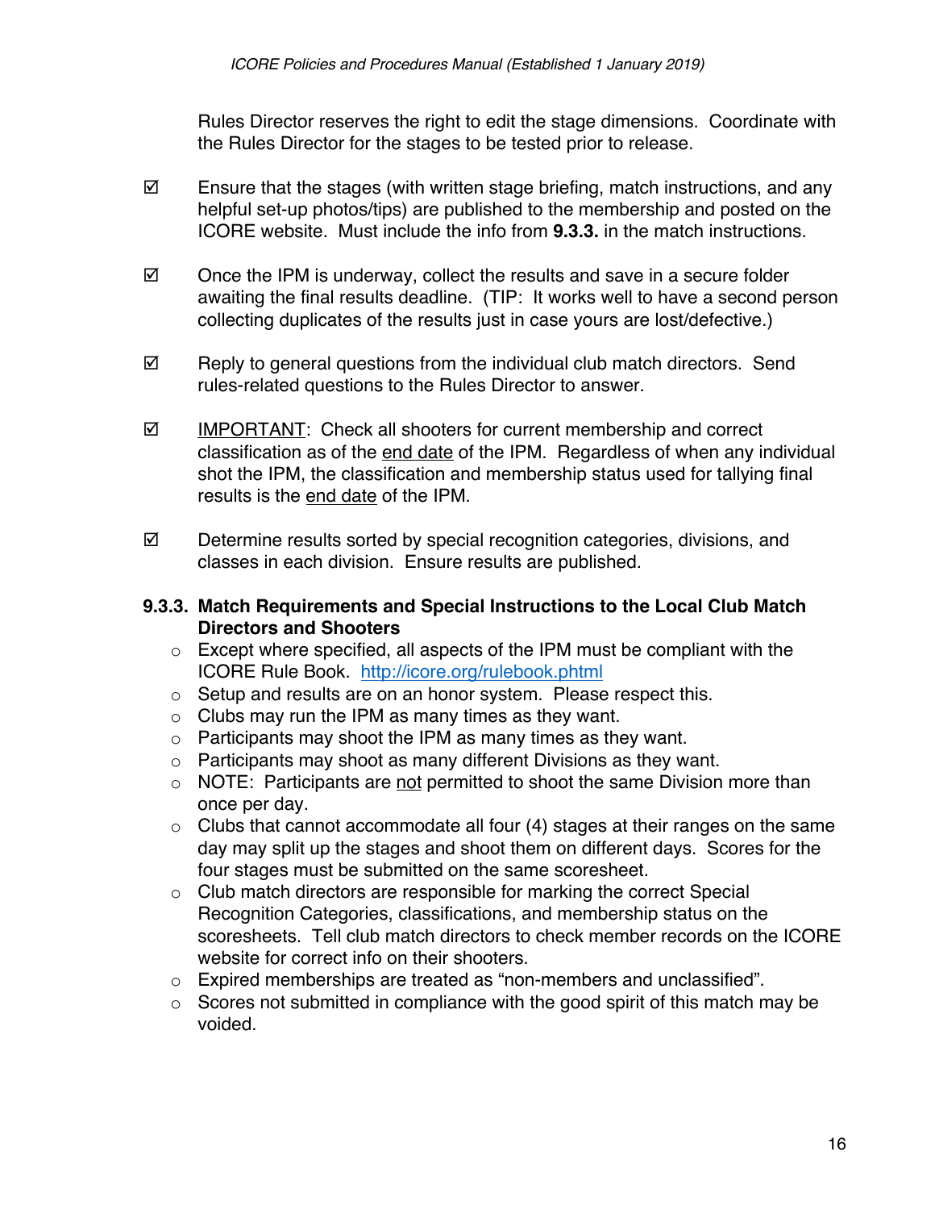Rules Director reserves the right to edit the stage dimensions. Coordinate with the Rules Director for the stages to be tested prior to release.

- ☑ Ensure that the stages (with written stage briefing, match instructions, and any helpful set-up photos/tips) are published to the membership and posted on the ICORE website. Must include the info from **9.3.3.** in the match instructions.

- ☑ Once the IPM is underway, collect the results and save in a secure folder awaiting the final results deadline. (TIP: It works well to have a second person collecting duplicates of the results just in case yours are lost/defective.)

- ☑ Reply to general questions from the individual club match directors. Send rules-related questions to the Rules Director to answer.

- ☑ <u>IMPORTANT</u>: Check all shooters for current membership and correct classification as of the <u>end date</u> of the IPM. Regardless of when any individual shot the IPM, the classification and membership status used for tallying final results is the <u>end date</u> of the IPM.

- ☑ Determine results sorted by special recognition categories, divisions, and classes in each division. Ensure results are published.

#### 9.3.3. Match Requirements and Special Instructions to the Local Club Match Directors and Shooters

- Except where specified, all aspects of the IPM must be compliant with the ICORE Rule Book. [http://icore.org/rulebook.phtml](http://icore.org/rulebook.phtml)
- Setup and results are on an honor system. Please respect this.
- Clubs may run the IPM as many times as they want.
- Participants may shoot the IPM as many times as they want.
- Participants may shoot as many different Divisions as they want.
- NOTE: Participants are <u>not</u> permitted to shoot the same Division more than once per day.
- Clubs that cannot accommodate all four (4) stages at their ranges on the same day may split up the stages and shoot them on different days. Scores for the four stages must be submitted on the same scoresheet.
- Club match directors are responsible for marking the correct Special Recognition Categories, classifications, and membership status on the scoresheets. Tell club match directors to check member records on the ICORE website for correct info on their shooters.
- Expired memberships are treated as "non-members and unclassified".
- Scores not submitted in compliance with the good spirit of this match may be voided.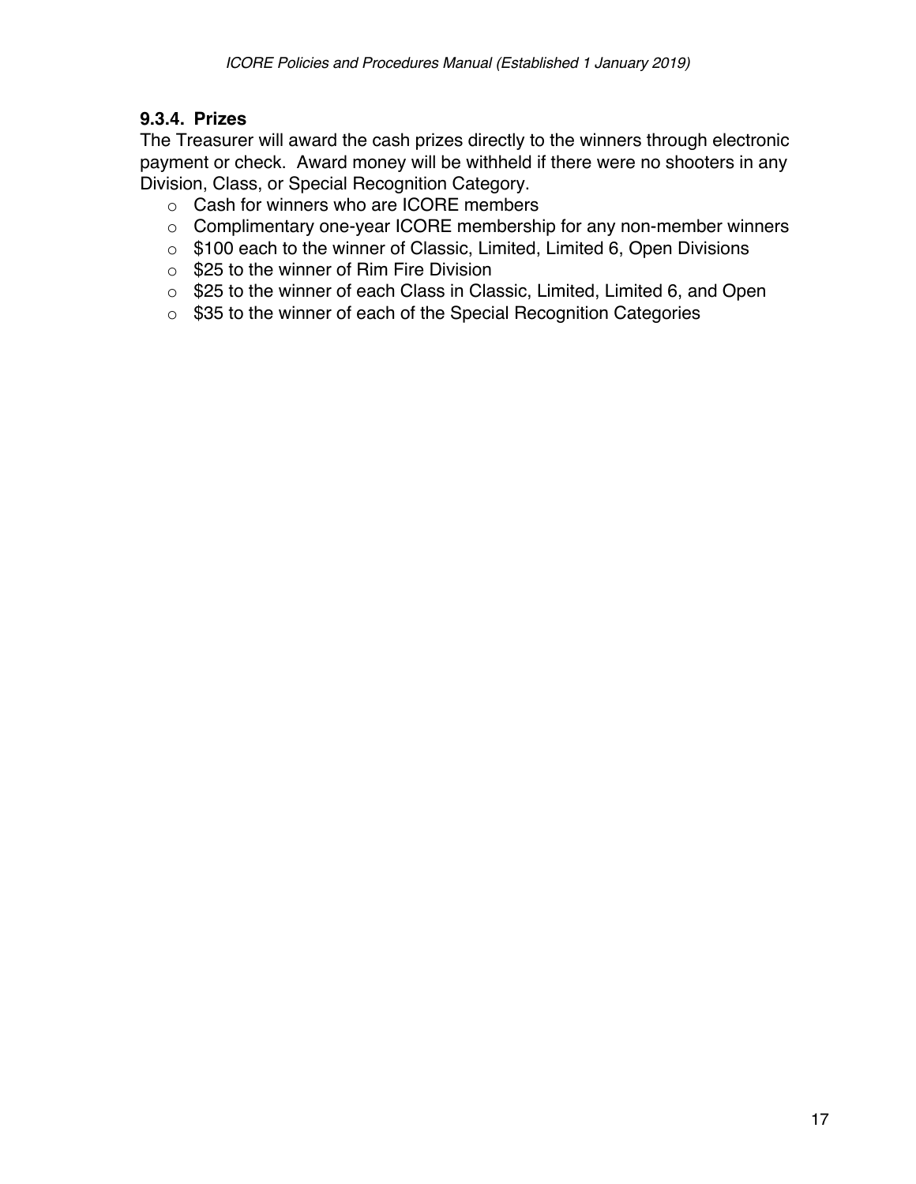### 9.3.4. Prizes

The Treasurer will award the cash prizes directly to the winners through electronic payment or check. Award money will be withheld if there were no shooters in any Division, Class, or Special Recognition Category.

- Cash for winners who are ICORE members
- Complimentary one-year ICORE membership for any non-member winners
- $100 each to the winner of Classic, Limited, Limited 6, Open Divisions
- $25 to the winner of Rim Fire Division
- $25 to the winner of each Class in Classic, Limited, Limited 6, and Open
- $35 to the winner of each of the Special Recognition Categories